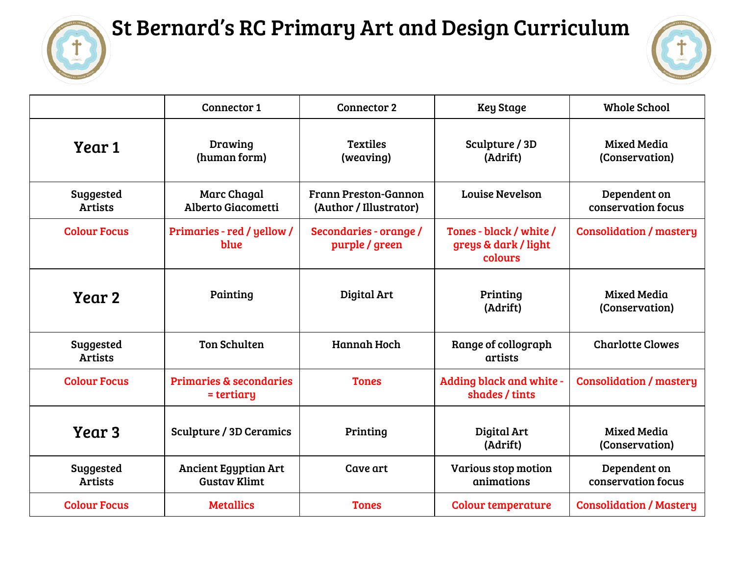# St Bernard's RC Primary Art and Design Curriculum

| | Connector 1 | Connector 2 | Key Stage | Whole School |
|---|---|---|---|---|
| **Year 1** | Drawing (human form) | Textiles (weaving) | Sculpture / 3D (Adrift) | Mixed Media (Conservation) |
| Suggested Artists | Marc Chagal Alberto Giacometti | Frann Preston-Gannon (Author / Illustrator) | Louise Nevelson | Dependent on conservation focus |
| Colour Focus | Primaries - red / yellow / blue | Secondaries - orange / purple / green | Tones - black / white / greys & dark / light colours | Consolidation / mastery |
| **Year 2** | Painting | Digital Art | Printing (Adrift) | Mixed Media (Conservation) |
| Suggested Artists | Ton Schulten | Hannah Hoch | Range of collograph artists | Charlotte Clowes |
| Colour Focus | Primaries & secondaries = tertiary | Tones | Adding black and white - shades / tints | Consolidation / mastery |
| **Year 3** | Sculpture / 3D Ceramics | Printing | Digital Art (Adrift) | Mixed Media (Conservation) |
| Suggested Artists | Ancient Egyptian Art Gustav Klimt | Cave art | Various stop motion animations | Dependent on conservation focus |
| Colour Focus | Metallics | Tones | Colour temperature | Consolidation / Mastery |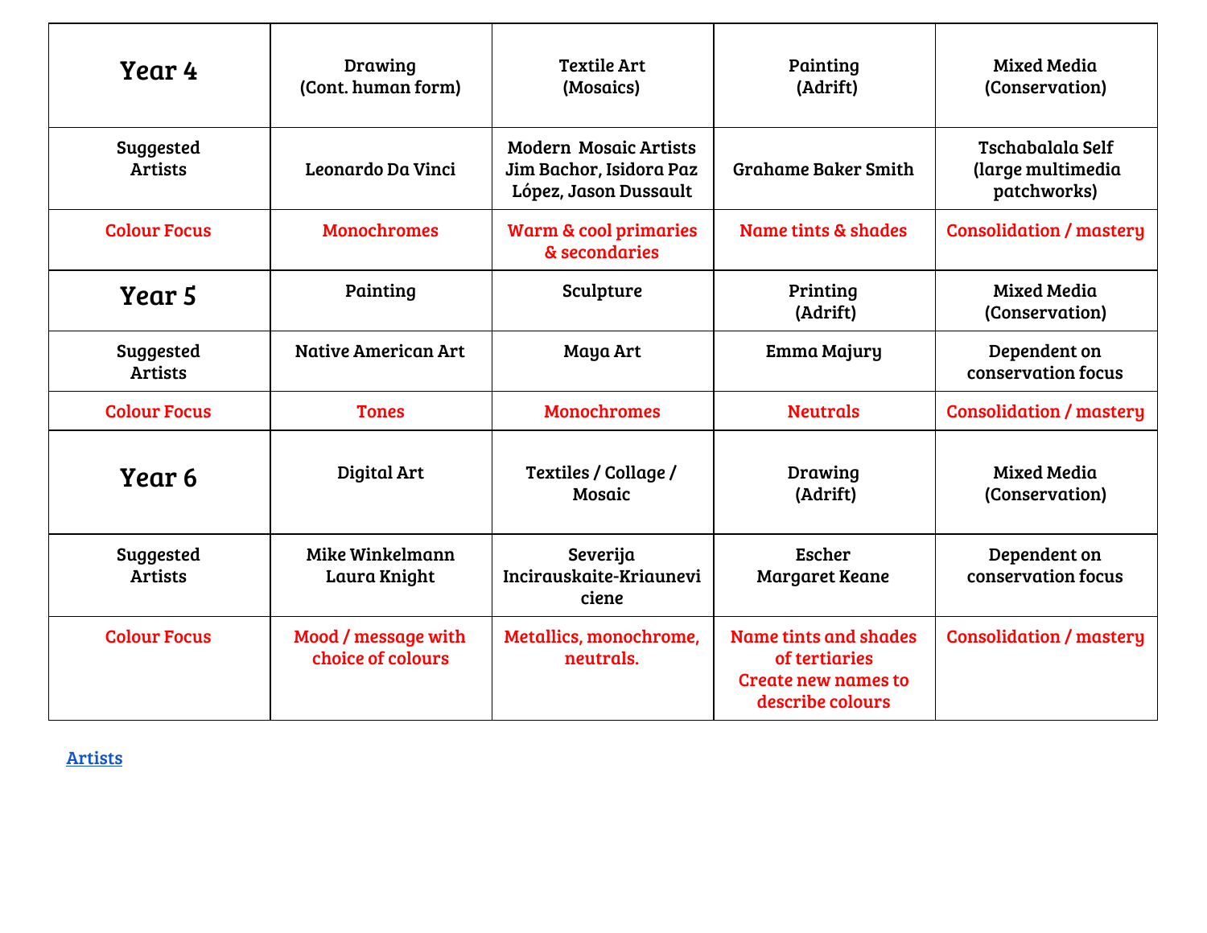| | | | | |
|---|---|---|---|---|
| **Year 4** | Drawing (Cont. human form) | Textile Art (Mosaics) | Painting (Adrift) | Mixed Media (Conservation) |
| Suggested Artists | Leonardo Da Vinci | Modern Mosaic Artists Jim Bachor, Isidora Paz López, Jason Dussault | Grahame Baker Smith | Tschabalala Self (large multimedia patchworks) |
| Colour Focus | Monochromes | Warm & cool primaries & secondaries | Name tints & shades | Consolidation / mastery |
| **Year 5** | Painting | Sculpture | Printing (Adrift) | Mixed Media (Conservation) |
| Suggested Artists | Native American Art | Maya Art | Emma Majury | Dependent on conservation focus |
| Colour Focus | Tones | Monochromes | Neutrals | Consolidation / mastery |
| **Year 6** | Digital Art | Textiles / Collage / Mosaic | Drawing (Adrift) | Mixed Media (Conservation) |
| Suggested Artists | Mike Winkelmann Laura Knight | Severija Incirauskaite-Kriauneviciene | Escher Margaret Keane | Dependent on conservation focus |
| Colour Focus | Mood / message with choice of colours | Metallics, monochrome, neutrals. | Name tints and shades of tertiaries Create new names to describe colours | Consolidation / mastery |

Artists